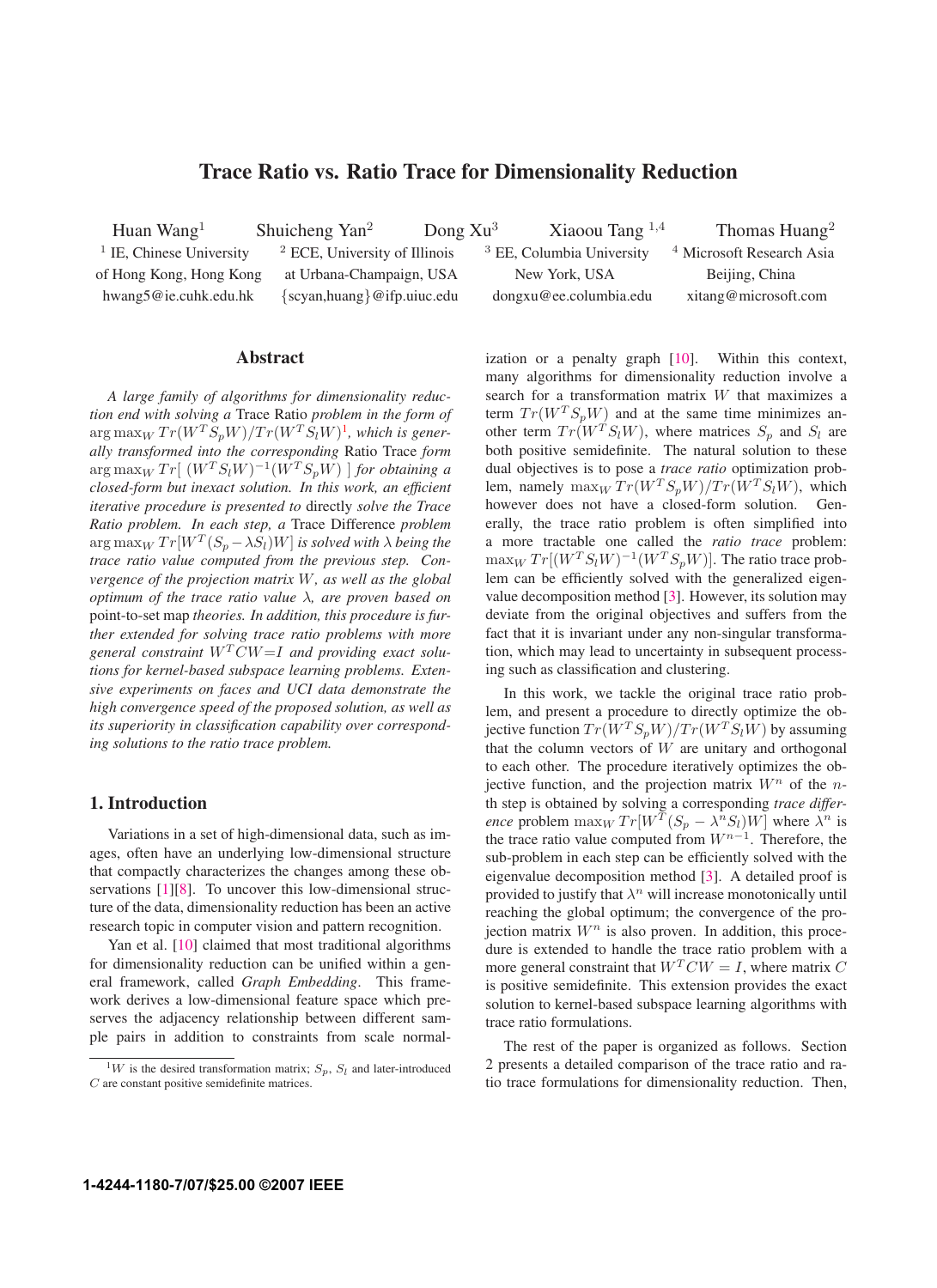# Trace Ratio vs. Ratio Trace for Dimensionality Reduction

Huan Wang[1] Shuicheng Yan[2] Dong Xu[3] Xiaoou Tang [1,4] Thomas Huang[2]

[1] IE, Chinese University of Hong Kong, Hong Kong
hwang5@ie.cuhk.edu.hk

[2] ECE, University of Illinois at Urbana-Champaign, USA
{scyan,huang}@ifp.uiuc.edu

[3] EE, Columbia University New York, USA
dongxu@ee.columbia.edu

[4] Microsoft Research Asia Beijing, China
xitang@microsoft.com

## Abstract

*A large family of algorithms for dimensionality reduction end with solving a* Trace Ratio *problem in the form of* $\arg\max_W Tr(W^T S_p W)/Tr(W^T S_l W)$[1]*, which is generally transformed into the corresponding* Ratio Trace *form* $\arg\max_W Tr[\ (W^T S_l W)^{-1}(W^T S_p W)\ ]$ *for obtaining a closed-form but inexact solution. In this work, an efficient iterative procedure is presented to* directly *solve the Trace Ratio problem. In each step, a* Trace Difference *problem* $\arg\max_W Tr[W^T(S_p - \lambda S_l)W]$ *is solved with* $\lambda$ *being the trace ratio value computed from the previous step. Convergence of the projection matrix* $W$*, as well as the global optimum of the trace ratio value* $\lambda$*, are proven based on* point-to-set map *theories. In addition, this procedure is further extended for solving trace ratio problems with more general constraint* $W^T CW = I$ *and providing exact solutions for kernel-based subspace learning problems. Extensive experiments on faces and UCI data demonstrate the high convergence speed of the proposed solution, as well as its superiority in classification capability over corresponding solutions to the ratio trace problem.*

## 1. Introduction

Variations in a set of high-dimensional data, such as images, often have an underlying low-dimensional structure that compactly characterizes the changes among these observations [1][8]. To uncover this low-dimensional structure of the data, dimensionality reduction has been an active research topic in computer vision and pattern recognition.

Yan et al. [10] claimed that most traditional algorithms for dimensionality reduction could be unified within a general framework, called *Graph Embedding*. This framework derives a low-dimensional feature space which preserves the adjacency relationship between different sample pairs in addition to constraints from scale normalization or a penalty graph [10]. Within this context, many algorithms for dimensionality reduction involve a search for a transformation matrix $W$ that maximizes a term $Tr(W^T S_p W)$ and at the same time minimizes another term $Tr(W^T S_l W)$, where matrices $S_p$ and $S_l$ are both positive semidefinite. The natural solution to these dual objectives is to pose a *trace ratio* optimization problem, namely $\max_W Tr(W^T S_p W)/Tr(W^T S_l W)$, which however does not have a closed-form solution. Generally, the trace ratio problem is often simplified into a more tractable one called the *ratio trace* problem: $\max_W Tr[(W^T S_l W)^{-1}(W^T S_p W)]$. The ratio trace problem can be efficiently solved with the generalized eigenvalue decomposition method [3]. However, its solution may deviate from the original objectives and suffers from the fact that it is invariant under any non-singular transformation, which may lead to uncertainty in subsequent processing such as classification and clustering.

In this work, we tackle the original trace ratio problem, and present a procedure to directly optimize the objective function $Tr(W^T S_p W)/Tr(W^T S_l W)$ by assuming that the column vectors of $W$ are unitary and orthogonal to each other. The procedure iteratively optimizes the objective function, and the projection matrix $W^n$ of the $n$-th step is obtained by solving a corresponding *trace difference* problem $\max_W Tr[W^T(S_p - \lambda^n S_l)W]$ where $\lambda^n$ is the trace ratio value computed from $W^{n-1}$. Therefore, the sub-problem in each step can be efficiently solved with the eigenvalue decomposition method [3]. A detailed proof is provided to justify that $\lambda^n$ will increase monotonically until reaching the global optimum; the convergence of the projection matrix $W^n$ is also proven. In addition, this procedure is extended to handle the trace ratio problem with a more general constraint that $W^T CW = I$, where matrix $C$ is positive semidefinite. This extension provides the exact solution to kernel-based subspace learning algorithms with trace ratio formulations.

The rest of the paper is organized as follows. Section 2 presents a detailed comparison of the trace ratio and ratio trace formulations for dimensionality reduction. Then,

[1] $W$ is the desired transformation matrix; $S_p$, $S_l$ and later-introduced $C$ are constant positive semidefinite matrices.

1-4244-1180-7/07/$25.00 ©2007 IEEE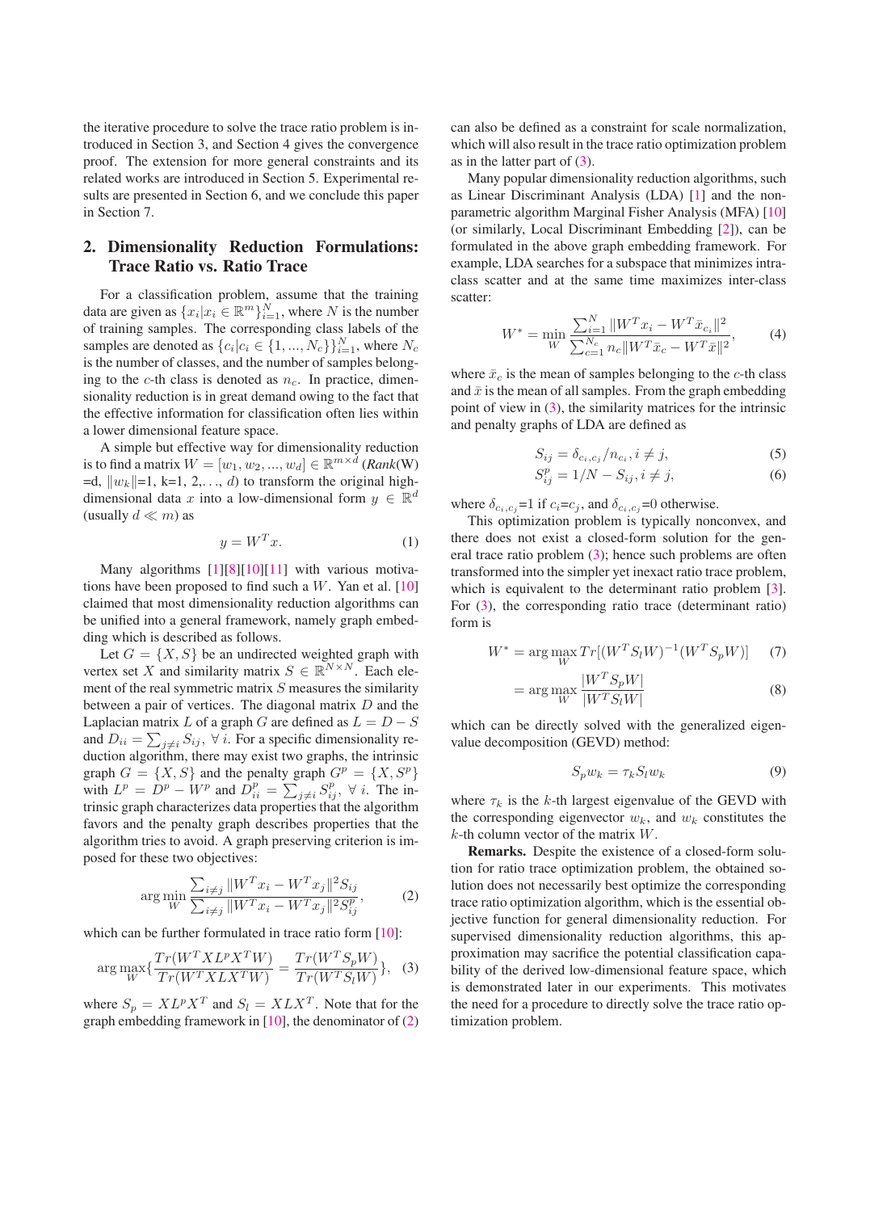the iterative procedure to solve the trace ratio problem is introduced in Section 3, and Section 4 gives the convergence proof. The extension for more general constraints and its related works are introduced in Section 5. Experimental results are presented in Section 6, and we conclude this paper in Section 7.

## 2. Dimensionality Reduction Formulations: Trace Ratio vs. Ratio Trace

For a classification problem, assume that the training data are given as $\{x_i | x_i \in \mathbb{R}^m\}_{i=1}^N$, where $N$ is the number of training samples. The corresponding class labels of the samples are denoted as $\{c_i | c_i \in \{1, ..., N_c\}\}_{i=1}^N$, where $N_c$ is the number of classes, and the number of samples belonging to the $c$-th class is denoted as $n_c$. In practice, dimensionality reduction is in great demand owing to the fact that the effective information for classification often lies within a lower dimensional feature space.

A simple but effective way for dimensionality reduction is to find a matrix $W = [w_1, w_2, ..., w_d] \in \mathbb{R}^{m \times d}$ (*Rank*(W) =d, $\|w_k\|$=1, k=1, 2,…, $d$) to transform the original high-dimensional data $x$ into a low-dimensional form $y \in \mathbb{R}^d$ (usually $d \ll m$) as

$$y = W^T x. \tag{1}$$

Many algorithms [1][8][10][11] with various motivations have been proposed to find such a $W$. Yan et al. [10] claimed that most dimensionality reduction algorithms can be unified into a general framework, namely graph embedding which is described as follows.

Let $G = \{X, S\}$ be an undirected weighted graph with vertex set $X$ and similarity matrix $S \in \mathbb{R}^{N \times N}$. Each element of the real symmetric matrix $S$ measures the similarity between a pair of vertices. The diagonal matrix $D$ and the Laplacian matrix $L$ of a graph $G$ are defined as $L = D - S$ and $D_{ii} = \sum_{j \neq i} S_{ij}, \ \forall \ i$. For a specific dimensionality reduction algorithm, there may exist two graphs, the intrinsic graph $G = \{X, S\}$ and the penalty graph $G^p = \{X, S^p\}$ with $L^p = D^p - W^p$ and $D^p_{ii} = \sum_{j \neq i} S^p_{ij}, \ \forall \ i$. The intrinsic graph characterizes data properties that the algorithm favors and the penalty graph describes properties that the algorithm tries to avoid. A graph preserving criterion is imposed for these two objectives:

$$\arg\min_W \frac{\sum_{i \neq j} \|W^T x_i - W^T x_j\|^2 S_{ij}}{\sum_{i \neq j} \|W^T x_i - W^T x_j\|^2 S^p_{ij}}, \tag{2}$$

which can be further formulated in trace ratio form [10]:

$$\arg\max_W \{\frac{Tr(W^T X L^p X^T W)}{Tr(W^T X L X^T W)} = \frac{Tr(W^T S_p W)}{Tr(W^T S_l W)}\}, \tag{3}$$

where $S_p = X L^p X^T$ and $S_l = X L X^T$. Note that for the graph embedding framework in [10], the denominator of (2) can also be defined as a constraint for scale normalization, which will also result in the trace ratio optimization problem as in the latter part of (3).

Many popular dimensionality reduction algorithms, such as Linear Discriminant Analysis (LDA) [1] and the non-parametric algorithm Marginal Fisher Analysis (MFA) [10] (or similarly, Local Discriminant Embedding [2]), can be formulated in the above graph embedding framework. For example, LDA searches for a subspace that minimizes intra-class scatter and at the same time maximizes inter-class scatter:

$$W^* = \min_W \frac{\sum_{i=1}^N \|W^T x_i - W^T \bar{x}_{c_i}\|^2}{\sum_{c=1}^{N_c} n_c \|W^T \bar{x}_c - W^T \bar{x}\|^2}, \tag{4}$$

where $\bar{x}_c$ is the mean of samples belonging to the $c$-th class and $\bar{x}$ is the mean of all samples. From the graph embedding point of view in (3), the similarity matrices for the intrinsic and penalty graphs of LDA are defined as

$$S_{ij} = \delta_{c_i, c_j} / n_{c_i}, i \neq j, \tag{5}$$

$$S^p_{ij} = 1/N - S_{ij}, i \neq j, \tag{6}$$

where $\delta_{c_i, c_j}$=1 if $c_i$=$c_j$, and $\delta_{c_i, c_j}$=0 otherwise.

This optimization problem is typically nonconvex, and there does not exist a closed-form solution for the general trace ratio problem (3); hence such problems are often transformed into the simpler yet inexact ratio trace problem, which is equivalent to the determinant ratio problem [3]. For (3), the corresponding ratio trace (determinant ratio) form is

$$W^* = \arg\max_W Tr[(W^T S_l W)^{-1} (W^T S_p W)] \tag{7}$$

$$= \arg\max_W \frac{|W^T S_p W|}{|W^T S_l W|} \tag{8}$$

which can be directly solved with the generalized eigenvalue decomposition (GEVD) method:

$$S_p w_k = \tau_k S_l w_k \tag{9}$$

where $\tau_k$ is the $k$-th largest eigenvalue of the GEVD with the corresponding eigenvector $w_k$, and $w_k$ constitutes the $k$-th column vector of the matrix $W$.

**Remarks.** Despite the existence of a closed-form solution for ratio trace optimization problem, the obtained solution does not necessarily best optimize the corresponding trace ratio optimization algorithm, which is the essential objective function for general dimensionality reduction. For supervised dimensionality reduction algorithms, this approximation may sacrifice the potential classification capability of the derived low-dimensional feature space, which is demonstrated later in our experiments. This motivates the need for a procedure to directly solve the trace ratio optimization problem.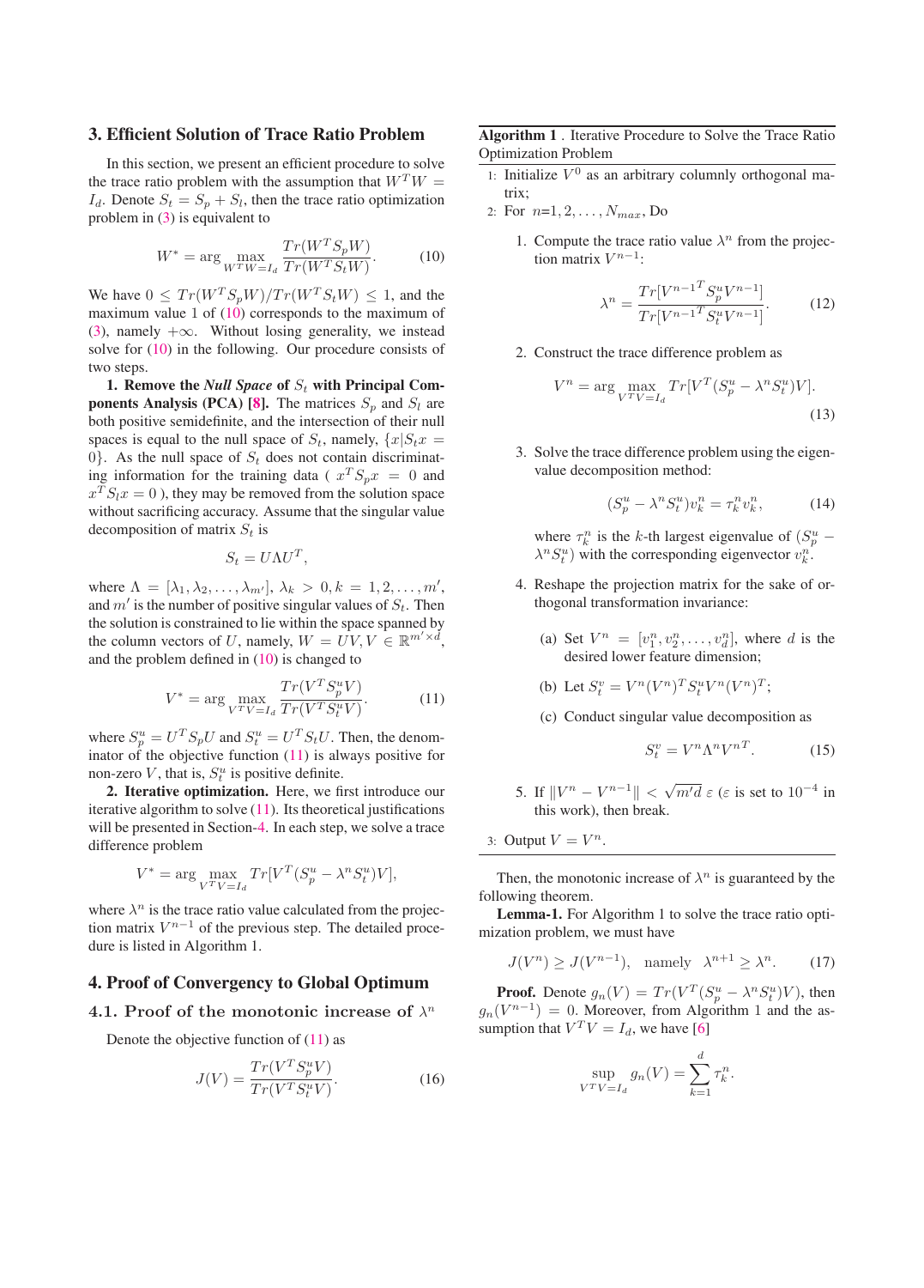## 3. Efficient Solution of Trace Ratio Problem

In this section, we present an efficient procedure to solve the trace ratio problem with the assumption that $W^TW = I_d$. Denote $S_t = S_p + S_l$, then the trace ratio optimization problem in (3) is equivalent to

$$W^* = \arg\max_{W^TW=I_d} \frac{Tr(W^TS_pW)}{Tr(W^TS_tW)}. \tag{10}$$

We have $0 \le Tr(W^TS_pW)/Tr(W^TS_tW) \le 1$, and the maximum value 1 of (10) corresponds to the maximum of (3), namely $+\infty$. Without losing generality, we instead solve for (10) in the following. Our procedure consists of two steps.

**1. Remove the *Null Space* of $S_t$ with Principal Components Analysis (PCA) [8].** The matrices $S_p$ and $S_l$ are both positive semidefinite, and the intersection of their null spaces is equal to the null space of $S_t$, namely, $\{x|S_tx = 0\}$. As the null space of $S_t$ does not contain discriminating information for the training data ( $x^TS_px = 0$ and $x^TS_lx = 0$ ), they may be removed from the solution space without sacrificing accuracy. Assume that the singular value decomposition of matrix $S_t$ is

$$S_t = U\Lambda U^T,$$

where $\Lambda = [\lambda_1, \lambda_2, \ldots, \lambda_{m'}]$, $\lambda_k > 0, k = 1, 2, \ldots, m'$, and $m'$ is the number of positive singular values of $S_t$. Then the solution is constrained to lie within the space spanned by the column vectors of $U$, namely, $W = UV, V \in \mathbb{R}^{m'\times d}$, and the problem defined in (10) is changed to

$$V^* = \arg\max_{V^TV=I_d} \frac{Tr(V^TS_p^uV)}{Tr(V^TS_t^uV)}. \tag{11}$$

where $S_p^u = U^TS_pU$ and $S_t^u = U^TS_tU$. Then, the denominator of the objective function (11) is always positive for non-zero $V$, that is, $S_t^u$ is positive definite.

**2. Iterative optimization.** Here, we first introduce our iterative algorithm to solve (11). Its theoretical justifications will be presented in Section-4. In each step, we solve a trace difference problem

$$V^* = \arg\max_{V^TV=I_d} Tr[V^T(S_p^u - \lambda^nS_t^u)V],$$

where $\lambda^n$ is the trace ratio value calculated from the projection matrix $V^{n-1}$ of the previous step. The detailed procedure is listed in Algorithm 1.

**Algorithm 1** . Iterative Procedure to Solve the Trace Ratio Optimization Problem

1: Initialize $V^0$ as an arbitrary columnly orthogonal matrix;

2: For $n$=1, 2, ..., $N_{max}$, Do

1. Compute the trace ratio value $\lambda^n$ from the projection matrix $V^{n-1}$:

$$\lambda^n = \frac{Tr[{V^{n-1}}^TS_p^uV^{n-1}]}{Tr[{V^{n-1}}^TS_t^uV^{n-1}]}. \tag{12}$$

2. Construct the trace difference problem as

$$V^n = \arg\max_{V^TV=I_d} Tr[V^T(S_p^u - \lambda^nS_t^u)V]. \tag{13}$$

3. Solve the trace difference problem using the eigenvalue decomposition method:

$$(S_p^u - \lambda^nS_t^u)v_k^n = \tau_k^nv_k^n, \tag{14}$$

where $\tau_k^n$ is the $k$-th largest eigenvalue of $(S_p^u - \lambda^nS_t^u)$ with the corresponding eigenvector $v_k^n$.

4. Reshape the projection matrix for the sake of orthogonal transformation invariance:

(a) Set $V^n = [v_1^n, v_2^n, \ldots, v_d^n]$, where $d$ is the desired lower feature dimension;

(b) Let $S_t^v = V^n(V^n)^TS_t^uV^n(V^n)^T$;

(c) Conduct singular value decomposition as

$$S_t^v = V^n\Lambda^n{V^n}^T. \tag{15}$$

5. If $\|V^n - V^{n-1}\| < \sqrt{m'd}\ \varepsilon$ ($\varepsilon$ is set to $10^{-4}$ in this work), then break.

3: Output $V = V^n$.

## 4. Proof of Convergency to Global Optimum

### 4.1. Proof of the monotonic increase of $\lambda^n$

Denote the objective function of (11) as

$$J(V) = \frac{Tr(V^TS_p^uV)}{Tr(V^TS_t^uV)}. \tag{16}$$

Then, the monotonic increase of $\lambda^n$ is guaranteed by the following theorem.

**Lemma-1.** For Algorithm 1 to solve the trace ratio optimization problem, we must have

$$J(V^n) \ge J(V^{n-1}), \quad \text{namely} \quad \lambda^{n+1} \ge \lambda^n. \tag{17}$$

**Proof.** Denote $g_n(V) = Tr(V^T(S_p^u - \lambda^nS_t^u)V)$, then $g_n(V^{n-1}) = 0$. Moreover, from Algorithm 1 and the assumption that $V^TV = I_d$, we have [6]

$$\sup_{V^TV=I_d} g_n(V) = \sum_{k=1}^{d} \tau_k^n.$$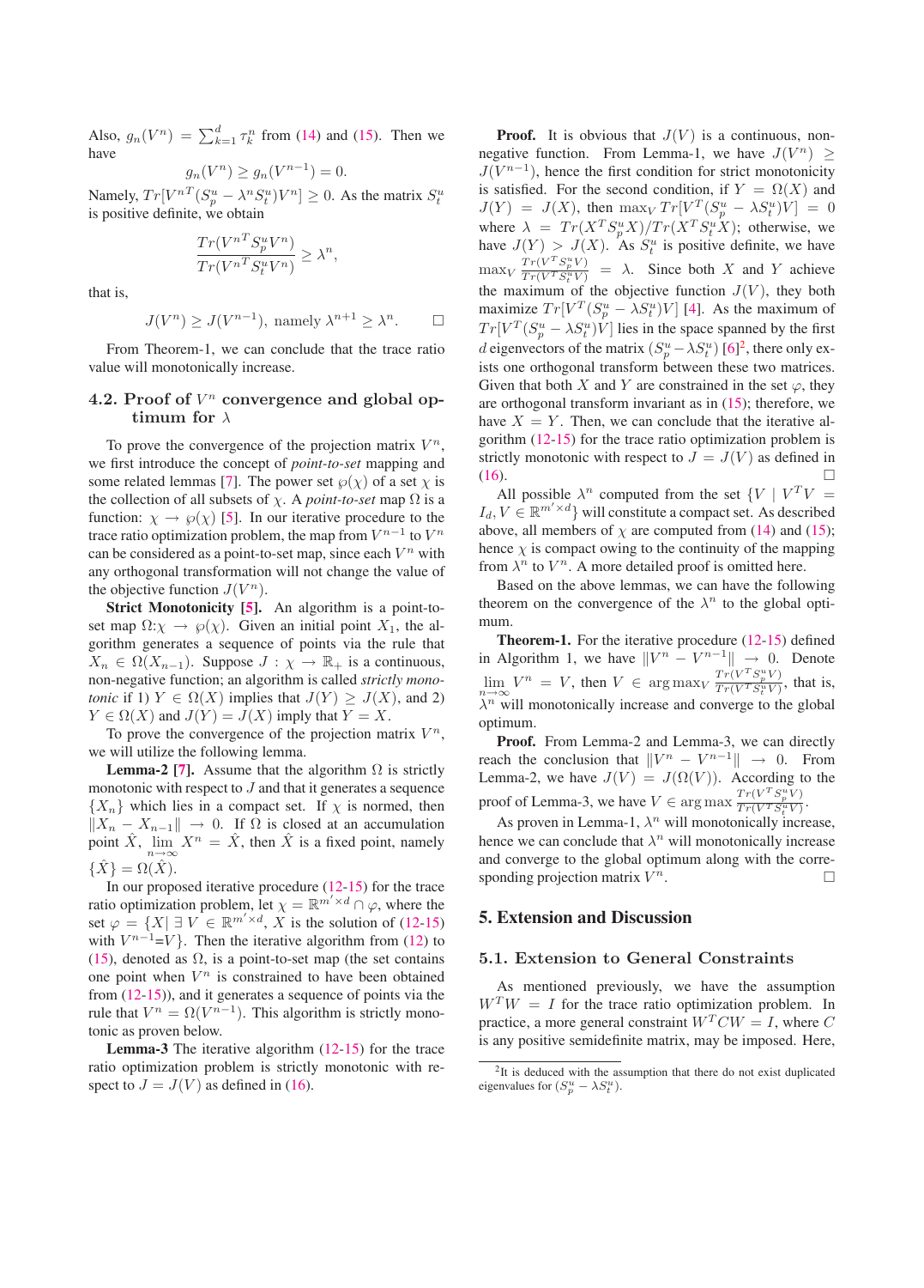Also, $g_n(V^n) = \sum_{k=1}^{d} \tau_k^n$ from (14) and (15). Then we have

$$g_n(V^n) \geq g_n(V^{n-1}) = 0.$$

Namely, $Tr[V^{nT}(S_p^u - \lambda^n S_t^u)V^n] \geq 0$. As the matrix $S_t^u$ is positive definite, we obtain

$$\frac{Tr({V^n}^T S_p^u V^n)}{Tr({V^n}^T S_t^u V^n)} \geq \lambda^n,$$

that is,

$$J(V^n) \geq J(V^{n-1}), \text{ namely } \lambda^{n+1} \geq \lambda^n. \qquad \square$$

From Theorem-1, we can conclude that the trace ratio value will monotonically increase.

### 4.2. Proof of $V^n$ convergence and global optimum for $\lambda$

To prove the convergence of the projection matrix $V^n$, we first introduce the concept of *point-to-set* mapping and some related lemmas [7]. The power set $\wp(\chi)$ of a set $\chi$ is the collection of all subsets of $\chi$. A *point-to-set* map $\Omega$ is a function: $\chi \rightarrow \wp(\chi)$ [5]. In our iterative procedure to the trace ratio optimization problem, the map from $V^{n-1}$ to $V^n$ can be considered as a point-to-set map, since each $V^n$ with any orthogonal transformation will not change the value of the objective function $J(V^n)$.

**Strict Monotonicity [5].** An algorithm is a point-to-set map $\Omega$:$\chi \rightarrow \wp(\chi)$. Given an initial point $X_1$, the algorithm generates a sequence of points via the rule that $X_n \in \Omega(X_{n-1})$. Suppose $J: \chi \rightarrow \mathbb{R}_+$ is a continuous, non-negative function; an algorithm is called *strictly monotonic* if 1) $Y \in \Omega(X)$ implies that $J(Y) \geq J(X)$, and 2) $Y \in \Omega(X)$ and $J(Y) = J(X)$ imply that $Y = X$.

To prove the convergence of the projection matrix $V^n$, we will utilize the following lemma.

**Lemma-2 [7].** Assume that the algorithm $\Omega$ is strictly monotonic with respect to $J$ and that it generates a sequence $\{X_n\}$ which lies in a compact set. If $\chi$ is normed, then $\|X_n - X_{n-1}\| \rightarrow 0$. If $\Omega$ is closed at an accumulation point $\hat{X}$, $\lim_{n\rightarrow\infty} X^n = \hat{X}$, then $\hat{X}$ is a fixed point, namely $\{\hat{X}\} = \Omega(\hat{X})$.

In our proposed iterative procedure (12-15) for the trace ratio optimization problem, let $\chi = \mathbb{R}^{m' \times d} \cap \varphi$, where the set $\varphi = \{X | \ \exists\ V \in \mathbb{R}^{m' \times d}$, $X$ is the solution of (12-15) with $V^{n-1}$=$V\}$. Then the iterative algorithm from (12) to (15), denoted as $\Omega$, is a point-to-set map (the set contains one point when $V^n$ is constrained to have been obtained from (12-15)), and it generates a sequence of points via the rule that $V^n = \Omega(V^{n-1})$. This algorithm is strictly monotonic as proven below.

**Lemma-3** The iterative algorithm (12-15) for the trace ratio optimization problem is strictly monotonic with respect to $J = J(V)$ as defined in (16).

**Proof.** It is obvious that $J(V)$ is a continuous, non-negative function. From Lemma-1, we have $J(V^n) \geq J(V^{n-1})$, hence the first condition for strict monotonicity is satisfied. For the second condition, if $Y = \Omega(X)$ and $J(Y) = J(X)$, then $\max_V Tr[V^T(S_p^u - \lambda S_t^u)V] = 0$ where $\lambda = Tr(X^T S_p^u X)/Tr(X^T S_t^u X)$; otherwise, we have $J(Y) > J(X)$. As $S_t^u$ is positive definite, we have $\max_V \frac{Tr(V^T S_p^u V)}{Tr(V^T S_t^u V)} = \lambda$. Since both $X$ and $Y$ achieve the maximum of the objective function $J(V)$, they both maximize $Tr[V^T(S_p^u - \lambda S_t^u)V]$ [4]. As the maximum of $Tr[V^T(S_p^u - \lambda S_t^u)V]$ lies in the space spanned by the first $d$ eigenvectors of the matrix $(S_p^u - \lambda S_t^u)$ [6][2], there only exists one orthogonal transform between these two matrices. Given that both $X$ and $Y$ are constrained in the set $\varphi$, they are orthogonal transform invariant as in (15); therefore, we have $X = Y$. Then, we can conclude that the iterative algorithm (12-15) for the trace ratio optimization problem is strictly monotonic with respect to $J = J(V)$ as defined in (16). $\square$

All possible $\lambda^n$ computed from the set $\{V \mid V^T V = I_d, V \in \mathbb{R}^{m' \times d}\}$ will constitute a compact set. As described above, all members of $\chi$ are computed from (14) and (15); hence $\chi$ is compact owing to the continuity of the mapping from $\lambda^n$ to $V^n$. A more detailed proof is omitted here.

Based on the above lemmas, we can have the following theorem on the convergence of the $\lambda^n$ to the global optimum.

**Theorem-1.** For the iterative procedure (12-15) defined in Algorithm 1, we have $\|V^n - V^{n-1}\| \rightarrow 0$. Denote $\lim_{n\rightarrow\infty} V^n = V$, then $V \in \arg\max_V \frac{Tr(V^T S_p^u V)}{Tr(V^T S_t^u V)}$, that is, $\lambda^n$ will monotonically increase and converge to the global optimum.

**Proof.** From Lemma-2 and Lemma-3, we can directly reach the conclusion that $\|V^n - V^{n-1}\| \rightarrow 0$. From Lemma-2, we have $J(V) = J(\Omega(V))$. According to the proof of Lemma-3, we have $V \in \arg\max \frac{Tr(V^T S_p^u V)}{Tr(V^T S_t^u V)}$.

As proven in Lemma-1, $\lambda^n$ will monotonically increase, hence we can conclude that $\lambda^n$ will monotonically increase and converge to the global optimum along with the corresponding projection matrix $V^n$. $\square$

## 5. Extension and Discussion

### 5.1. Extension to General Constraints

As mentioned previously, we have the assumption $W^T W = I$ for the trace ratio optimization problem. In practice, a more general constraint $W^T C W = I$, where $C$ is any positive semidefinite matrix, may be imposed. Here,

---

[2] It is deduced with the assumption that there do not exist duplicated eigenvalues for $(S_p^u - \lambda S_t^u)$.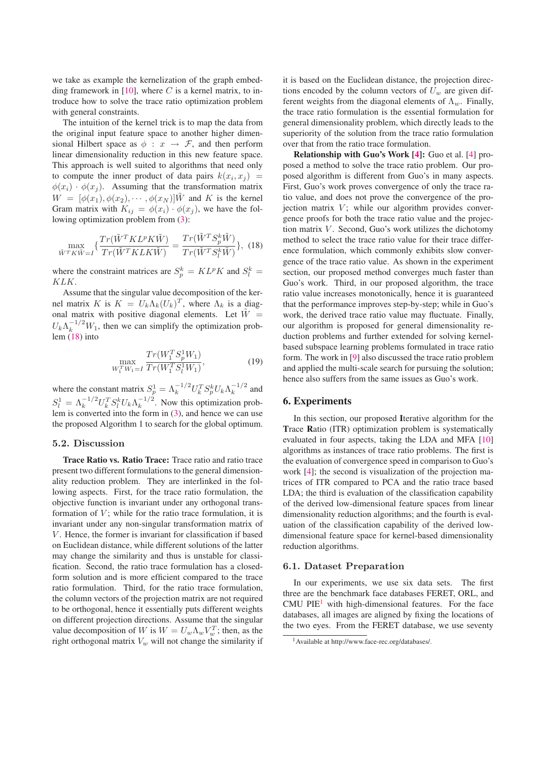we take as example the kernelization of the graph embedding framework in [10], where $C$ is a kernel matrix, to introduce how to solve the trace ratio optimization problem with general constraints.

The intuition of the kernel trick is to map the data from the original input feature space to another higher dimensional Hilbert space as $\phi : x \rightarrow \mathcal{F}$, and then perform linear dimensionality reduction in this new feature space. This approach is well suited to algorithms that need only to compute the inner product of data pairs $k(x_i, x_j) = \phi(x_i) \cdot \phi(x_j)$. Assuming that the transformation matrix $W = [\phi(x_1), \phi(x_2), \cdots, \phi(x_N)]\tilde{W}$ and $K$ is the kernel Gram matrix with $K_{ij} = \phi(x_i) \cdot \phi(x_j)$, we have the following optimization problem from (3):

$$\max_{\tilde{W}^T K \tilde{W} = I} \{ \frac{Tr(\tilde{W}^T K L^p K \tilde{W})}{Tr(\tilde{W}^T K L K \tilde{W})} = \frac{Tr(\tilde{W}^T S_p^k \tilde{W})}{Tr(\tilde{W}^T S_l^k \tilde{W})} \}, \quad (18)$$

where the constraint matrices are $S_p^k = K L^p K$ and $S_l^k = KLK$.

Assume that the singular value decomposition of the kernel matrix $K$ is $K = U_k \Lambda_k (U_k)^T$, where $\Lambda_k$ is a diagonal matrix with positive diagonal elements. Let $\tilde{W} = U_k \Lambda_k^{-1/2} W_1$, then we can simplify the optimization problem (18) into

$$\max_{W_1^T W_1 = I} \frac{Tr(W_1^T S_p^1 W_1)}{Tr(W_1^T S_l^1 W_1)}, \quad (19)$$

where the constant matrix $S_p^1 = \Lambda_k^{-1/2} U_k^T S_p^k U_k \Lambda_k^{-1/2}$ and $S_l^1 = \Lambda_k^{-1/2} U_k^T S_l^k U_k \Lambda_k^{-1/2}$. Now this optimization problem is converted into the form in (3), and hence we can use the proposed Algorithm 1 to search for the global optimum.

### 5.2. Discussion

**Trace Ratio vs. Ratio Trace:** Trace ratio and ratio trace present two different formulations to the general dimensionality reduction problem. They are interlinked in the following aspects. First, for the trace ratio formulation, the objective function is invariant under any orthogonal transformation of $V$; while for the ratio trace formulation, it is invariant under any non-singular transformation matrix of $V$. Hence, the former is invariant for classification if based on Euclidean distance, while different solutions of the latter may change the similarity and thus is unstable for classification. Second, the ratio trace formulation has a closed-form solution and is more efficient compared to the trace ratio formulation. Third, for the ratio trace formulation, the column vectors of the projection matrix are not required to be orthogonal, hence it essentially puts different weights on different projection directions. Assume that the singular value decomposition of $W$ is $W = U_w \Lambda_w V_w^T$; then, as the right orthogonal matrix $V_w$ will not change the similarity if it is based on the Euclidean distance, the projection directions encoded by the column vectors of $U_w$ are given different weights from the diagonal elements of $\Lambda_w$. Finally, the trace ratio formulation is the essential formulation for general dimensionality problem, which directly leads to the superiority of the solution from the trace ratio formulation over that from the ratio trace formulation.

**Relationship with Guo's Work [4]:** Guo et al. [4] proposed a method to solve the trace ratio problem. Our proposed algorithm is different from Guo's in many aspects. First, Guo's work proves convergence of only the trace ratio value, and does not prove the convergence of the projection matrix $V$; while our algorithm provides convergence proofs for both the trace ratio value and the projection matrix $V$. Second, Guo's work utilizes the dichotomy method to select the trace ratio value for their trace difference formulation, which commonly exhibits slow convergence of the trace ratio value. As shown in the experiment section, our proposed method converges much faster than Guo's work. Third, in our proposed algorithm, the trace ratio value increases monotonically, hence it is guaranteed that the performance improves step-by-step; while in Guo's work, the derived trace ratio value may fluctuate. Finally, our algorithm is proposed for general dimensionality reduction problems and further extended for solving kernel-based subspace learning problems formulated in trace ratio form. The work in [9] also discussed the trace ratio problem and applied the multi-scale search for pursuing the solution; hence also suffers from the same issues as Guo's work.

## 6. Experiments

In this section, our proposed **I**terative algorithm for the **T**race **R**atio (ITR) optimization problem is systematically evaluated in four aspects, taking the LDA and MFA [10] algorithms as instances of trace ratio problems. The first is the evaluation of convergence speed in comparison to Guo's work [4]; the second is visualization of the projection matrices of ITR compared to PCA and the ratio trace based LDA; the third is evaluation of the classification capability of the derived low-dimensional feature spaces from linear dimensionality reduction algorithms; and the fourth is evaluation of the classification capability of the derived low-dimensional feature space for kernel-based dimensionality reduction algorithms.

### 6.1. Dataset Preparation

In our experiments, we use six data sets. The first three are the benchmark face databases FERET, ORL, and CMU PIE[1] with high-dimensional features. For the face databases, all images are aligned by fixing the locations of the two eyes. From the FERET database, we use seventy

[1] Available at http://www.face-rec.org/databases/.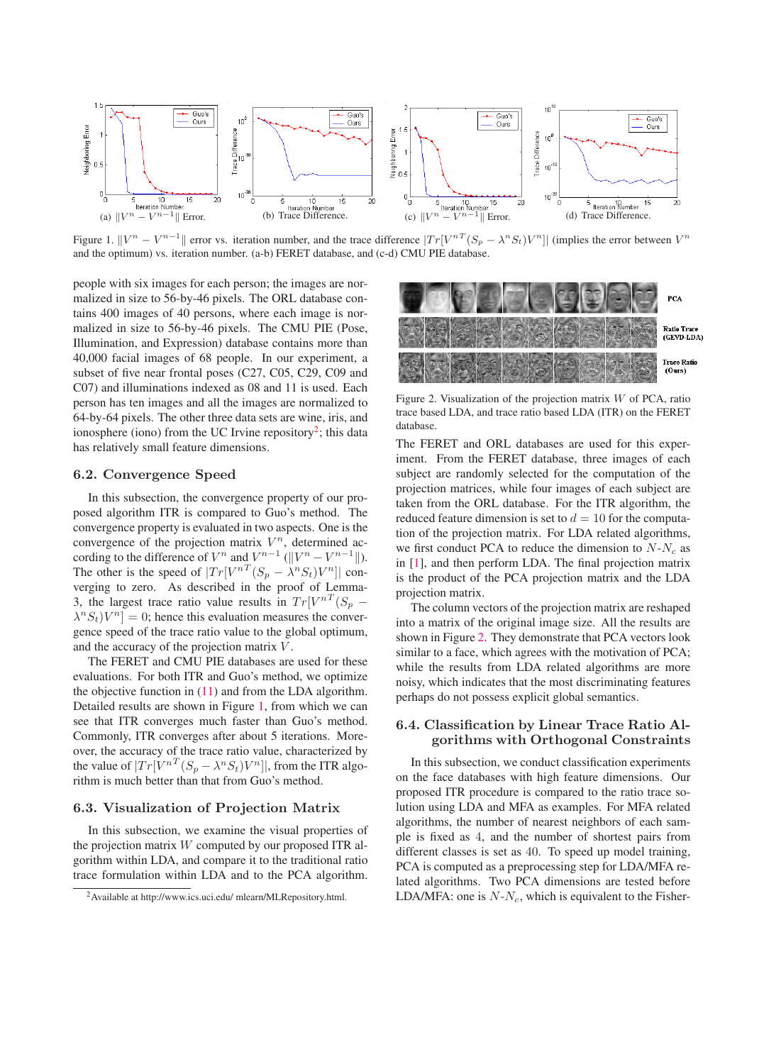Figure 1. $\|V^n - V^{n-1}\|$ error vs. iteration number, and the trace difference $|Tr[V^{n^T}(S_p - \lambda^n S_t)V^n]|$ (implies the error between $V^n$ and the optimum) vs. iteration number. (a-b) FERET database, and (c-d) CMU PIE database.

people with six images for each person; the images are normalized in size to 56-by-46 pixels. The ORL database contains 400 images of 40 persons, where each image is normalized in size to 56-by-46 pixels. The CMU PIE (Pose, Illumination, and Expression) database contains more than 40,000 facial images of 68 people. In our experiment, a subset of five near frontal poses (C27, C05, C29, C09 and C07) and illuminations indexed as 08 and 11 is used. Each person has ten images and all the images are normalized to 64-by-64 pixels. The other three data sets are wine, iris, and ionosphere (iono) from the UC Irvine repository[2]; this data has relatively small feature dimensions.

## 6.2. Convergence Speed

In this subsection, the convergence property of our proposed algorithm ITR is compared to Guo's method. The convergence property is evaluated in two aspects. One is the convergence of the projection matrix $V^n$, determined according to the difference of $V^n$ and $V^{n-1}$ ($\|V^n - V^{n-1}\|$). The other is the speed of $|Tr[V^{n^T}(S_p - \lambda^n S_t)V^n]|$ converging to zero. As described in the proof of Lemma-3, the largest trace ratio value results in $Tr[V^{n^T}(S_p - \lambda^n S_t)V^n] = 0$; hence this evaluation measures the convergence speed of the trace ratio value to the global optimum, and the accuracy of the projection matrix $V$.

The FERET and CMU PIE databases are used for these evaluations. For both ITR and Guo's method, we optimize the objective function in (11) and from the LDA algorithm. Detailed results are shown in Figure 1, from which we can see that ITR converges much faster than Guo's method. Commonly, ITR converges after about 5 iterations. Moreover, the accuracy of the trace ratio value, characterized by the value of $|Tr[V^{n^T}(S_p - \lambda^n S_t)V^n]|$, from the ITR algorithm is much better than that from Guo's method.

## 6.3. Visualization of Projection Matrix

In this subsection, we examine the visual properties of the projection matrix $W$ computed by our proposed ITR algorithm within LDA, and compare it to the traditional ratio trace formulation within LDA and to the PCA algorithm.

[2] Available at http://www.ics.uci.edu/ mlearn/MLRepository.html.

Figure 2. Visualization of the projection matrix $W$ of PCA, ratio trace based LDA, and trace ratio based LDA (ITR) on the FERET database.

The FERET and ORL databases are used for this experiment. From the FERET database, three images of each subject are randomly selected for the computation of the projection matrices, while four images of each subject are taken from the ORL database. For the ITR algorithm, the reduced feature dimension is set to $d = 10$ for the computation of the projection matrix. For LDA related algorithms, we first conduct PCA to reduce the dimension to $N$-$N_c$ as in [1], and then perform LDA. The final projection matrix is the product of the PCA projection matrix and the LDA projection matrix.

The column vectors of the projection matrix are reshaped into a matrix of the original image size. All the results are shown in Figure 2. They demonstrate that PCA vectors look similar to a face, which agrees with the motivation of PCA; while the results from LDA related algorithms are more noisy, which indicates that the most discriminating features perhaps do not possess explicit global semantics.

## 6.4. Classification by Linear Trace Ratio Algorithms with Orthogonal Constraints

In this subsection, we conduct classification experiments on the face databases with high feature dimensions. Our proposed ITR procedure is compared to the ratio trace solution using LDA and MFA as examples. For MFA related algorithms, the number of nearest neighbors of each sample is fixed as 4, and the number of shortest pairs from different classes is set as 40. To speed up model training, PCA is computed as a preprocessing step for LDA/MFA related algorithms. Two PCA dimensions are tested before LDA/MFA: one is $N$-$N_c$, which is equivalent to the Fisher-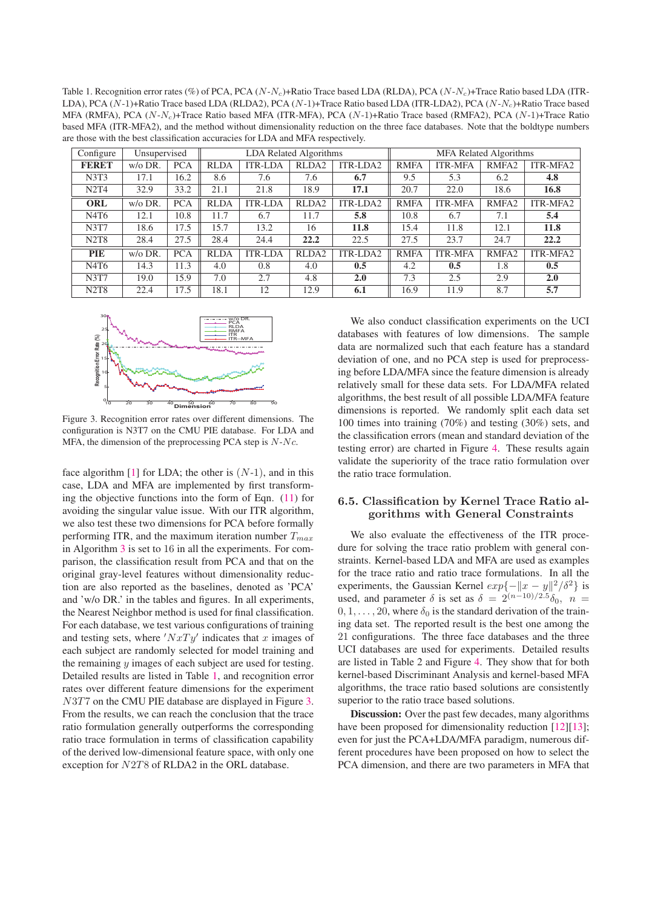Table 1. Recognition error rates (%) of PCA, PCA ($N$-$N_c$)+Ratio Trace based LDA (RLDA), PCA ($N$-$N_c$)+Trace Ratio based LDA (ITR-LDA), PCA ($N$-1)+Ratio Trace based LDA (RLDA2), PCA ($N$-1)+Trace Ratio based LDA (ITR-LDA2), PCA ($N$-$N_c$)+Ratio Trace based MFA (RMFA), PCA ($N$-$N_c$)+Trace Ratio based MFA (ITR-MFA), PCA ($N$-1)+Ratio Trace based (RMFA2), PCA ($N$-1)+Trace Ratio based MFA (ITR-MFA2), and the method without dimensionality reduction on the three face databases. Note that the boldtype numbers are those with the best classification accuracies for LDA and MFA respectively.

| Configure | Unsupervised | | LDA Related Algorithms | | | | MFA Related Algorithms | | | |
|---|---|---|---|---|---|---|---|---|---|---|
| **FERET** | w/o DR. | PCA | RLDA | ITR-LDA | RLDA2 | ITR-LDA2 | RMFA | ITR-MFA | RMFA2 | ITR-MFA2 |
| N3T3 | 17.1 | 16.2 | 8.6 | 7.6 | 7.6 | **6.7** | 9.5 | 5.3 | 6.2 | **4.8** |
| N2T4 | 32.9 | 33.2 | 21.1 | 21.8 | 18.9 | **17.1** | 20.7 | 22.0 | 18.6 | **16.8** |
| **ORL** | w/o DR. | PCA | RLDA | ITR-LDA | RLDA2 | ITR-LDA2 | RMFA | ITR-MFA | RMFA2 | ITR-MFA2 |
| N4T6 | 12.1 | 10.8 | 11.7 | 6.7 | 11.7 | **5.8** | 10.8 | 6.7 | 7.1 | **5.4** |
| N3T7 | 18.6 | 17.5 | 15.7 | 13.2 | 16 | **11.8** | 15.4 | 11.8 | 12.1 | **11.8** |
| N2T8 | 28.4 | 27.5 | 28.4 | 24.4 | **22.2** | 22.5 | 27.5 | 23.7 | 24.7 | **22.2** |
| **PIE** | w/o DR. | PCA | RLDA | ITR-LDA | RLDA2 | ITR-LDA2 | RMFA | ITR-MFA | RMFA2 | ITR-MFA2 |
| N4T6 | 14.3 | 11.3 | 4.0 | 0.8 | 4.0 | **0.5** | 4.2 | **0.5** | 1.8 | **0.5** |
| N3T7 | 19.0 | 15.9 | 7.0 | 2.7 | 4.8 | **2.0** | 7.3 | 2.5 | 2.9 | **2.0** |
| N2T8 | 22.4 | 17.5 | 18.1 | 12 | 12.9 | **6.1** | 16.9 | 11.9 | 8.7 | **5.7** |

Figure 3. Recognition error rates over different dimensions. The configuration is N3T7 on the CMU PIE database. For LDA and MFA, the dimension of the preprocessing PCA step is $N$-$Nc$.

face algorithm [1] for LDA; the other is ($N$-1), and in this case, LDA and MFA are implemented by first transforming the objective functions into the form of Eqn. (11) for avoiding the singular value issue. With our ITR algorithm, we also test these two dimensions for PCA before formally performing ITR, and the maximum iteration number $T_{max}$ in Algorithm 3 is set to 16 in all the experiments. For comparison, the classification result from PCA and that on the original gray-level features without dimensionality reduction are also reported as the baselines, denoted as 'PCA' and 'w/o DR.' in the tables and figures. In all experiments, the Nearest Neighbor method is used for final classification. For each database, we test various configurations of training and testing sets, where $'NxTy'$ indicates that $x$ images of each subject are randomly selected for model training and the remaining $y$ images of each subject are used for testing. Detailed results are listed in Table 1, and recognition error rates over different feature dimensions for the experiment $N3T7$ on the CMU PIE database are displayed in Figure 3. From the results, we can reach the conclusion that the trace ratio formulation generally outperforms the corresponding ratio trace formulation in terms of classification capability of the derived low-dimensional feature space, with only one exception for $N2T8$ of RLDA2 in the ORL database.

We also conduct classification experiments on the UCI databases with features of low dimensions. The sample data are normalized such that each feature has a standard deviation of one, and no PCA step is used for preprocessing before LDA/MFA since the feature dimension is already relatively small for these data sets. For LDA/MFA related algorithms, the best result of all possible LDA/MFA feature dimensions is reported. We randomly split each data set 100 times into training (70%) and testing (30%) sets, and the classification errors (mean and standard deviation of the testing error) are charted in Figure 4. These results again validate the superiority of the trace ratio formulation over the ratio trace formulation.

## 6.5. Classification by Kernel Trace Ratio algorithms with General Constraints

We also evaluate the effectiveness of the ITR procedure for solving the trace ratio problem with general constraints. Kernel-based LDA and MFA are used as examples for the trace ratio and ratio trace formulations. In all the experiments, the Gaussian Kernel $exp\{-\|x-y\|^2/\delta^2\}$ is used, and parameter $\delta$ is set as $\delta = 2^{(n-10)/2.5}\delta_0$, $n = 0, 1, \ldots, 20$, where $\delta_0$ is the standard derivation of the training data set. The reported result is the best one among the 21 configurations. The three face databases and the three UCI databases are used for experiments. Detailed results are listed in Table 2 and Figure 4. They show that for both kernel-based Discriminant Analysis and kernel-based MFA algorithms, the trace ratio based solutions are consistently superior to the ratio trace based solutions.

**Discussion:** Over the past few decades, many algorithms have been proposed for dimensionality reduction [12][13]; even for just the PCA+LDA/MFA paradigm, numerous different procedures have been proposed on how to select the PCA dimension, and there are two parameters in MFA that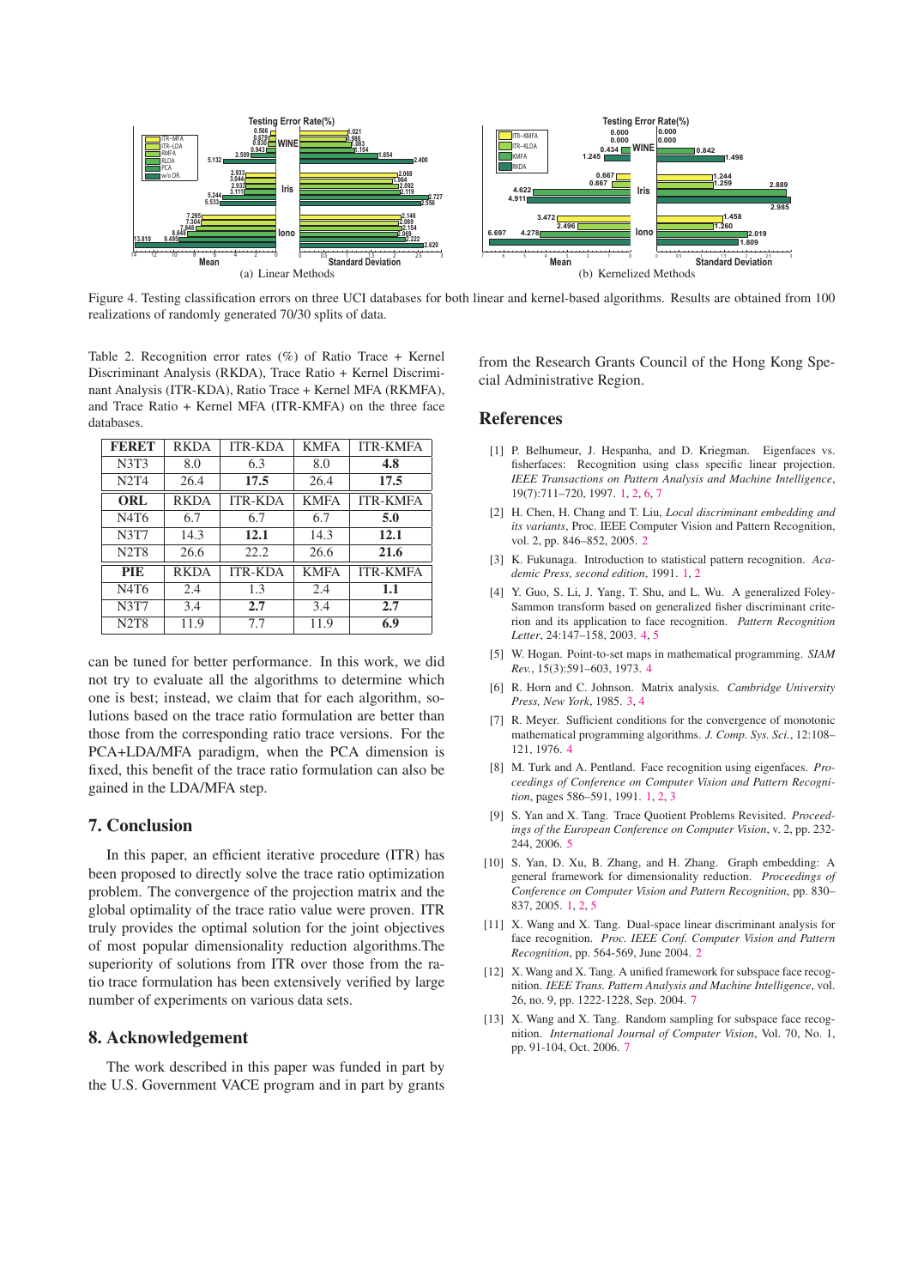Testing Error Rate(%)

ITR–MFA
ITR–LDA
RMFA
RLDA
PCA
w/o DR

WINE: 0.566, 0.878, 0.830, 0.943, 2.509, 5.132 | 1.021, 0.986, 1.083, 1.154, 1.654, 2.400

Iris: 2.933, 3.044, 2.933, 3.111, 5.244, 5.533 | 2.068, 1.964, 2.002, 2.119, 2.727, 2.556

Iono: 7.295, 7.304, 7.848, 8.648, 9.495, 13.810 | 2.146, 2.089, 2.154, 2.069, 2.222, 2.620

14 12 10 8 6 4 2 0
Mean

0 0.5 1 1.5 2 2.5 3
Standard Deviation

(a) Linear Methods

Testing Error Rate(%)

ITR–KMFA
ITR–KLDA
KMFA
RKDA

WINE: 0.000, 0.000, 0.434, 1.245 | 0.000, 0.000, 0.842, 1.498

Iris: 0.667, 0.867, 4.622, 4.911 | 1.244, 1.259, 2.889, 2.985

Iono: 3.472, 2.496, 6.697, 4.278 | 1.458, 1.260, 2.019, 1.809

7 6 5 4 3 2 1 0
Mean

0 0.5 1 1.5 2 2.5 3
Standard Deviation

(b) Kernelized Methods

Figure 4. Testing classification errors on three UCI databases for both linear and kernel-based algorithms. Results are obtained from 100 realizations of randomly generated 70/30 splits of data.

Table 2. Recognition error rates (%) of Ratio Trace + Kernel Discriminant Analysis (RKDA), Trace Ratio + Kernel Discriminant Analysis (ITR-KDA), Ratio Trace + Kernel MFA (RKMFA), and Trace Ratio + Kernel MFA (ITR-KMFA) on the three face databases.

| **FERET** | RKDA | ITR-KDA | KMFA | ITR-KMFA |
|---|---|---|---|---|
| N3T3 | 8.0 | 6.3 | 8.0 | **4.8** |
| N2T4 | 26.4 | **17.5** | 26.4 | **17.5** |
| **ORL** | RKDA | ITR-KDA | KMFA | ITR-KMFA |
| N4T6 | 6.7 | 6.7 | 6.7 | **5.0** |
| N3T7 | 14.3 | **12.1** | 14.3 | **12.1** |
| N2T8 | 26.6 | 22.2 | 26.6 | **21.6** |
| **PIE** | RKDA | ITR-KDA | KMFA | ITR-KMFA |
| N4T6 | 2.4 | 1.3 | 2.4 | **1.1** |
| N3T7 | 3.4 | **2.7** | 3.4 | **2.7** |
| N2T8 | 11.9 | 7.7 | 11.9 | **6.9** |

can be tuned for better performance. In this work, we did not try to evaluate all the algorithms to determine which one is best; instead, we claim that for each algorithm, solutions based on the trace ratio formulation are better than those from the corresponding ratio trace versions. For the PCA+LDA/MFA paradigm, when the PCA dimension is fixed, this benefit of the trace ratio formulation can also be gained in the LDA/MFA step.

## 7. Conclusion

In this paper, an efficient iterative procedure (ITR) has been proposed to directly solve the trace ratio optimization problem. The convergence of the projection matrix and the global optimality of the trace ratio value were proven. ITR truly provides the optimal solution for the joint objectives of most popular dimensionality reduction algorithms.The superiority of solutions from ITR over those from the ratio trace formulation has been extensively verified by large number of experiments on various data sets.

## 8. Acknowledgement

The work described in this paper was funded in part by the U.S. Government VACE program and in part by grants from the Research Grants Council of the Hong Kong Special Administrative Region.

## References

[1] P. Belhumeur, J. Hespanha, and D. Kriegman. Eigenfaces vs. fisherfaces: Recognition using class specific linear projection. *IEEE Transactions on Pattern Analysis and Machine Intelligence*, 19(7):711–720, 1997. 1, 2, 6, 7

[2] H. Chen, H. Chang and T. Liu, *Local discriminant embedding and its variants*, Proc. IEEE Computer Vision and Pattern Recognition, vol. 2, pp. 846–852, 2005. 2

[3] K. Fukunaga. Introduction to statistical pattern recognition. *Academic Press, second edition*, 1991. 1, 2

[4] Y. Guo, S. Li, J. Yang, T. Shu, and L. Wu. A generalized Foley-Sammon transform based on generalized fisher discriminant criterion and its application to face recognition. *Pattern Recognition Letter*, 24:147–158, 2003. 4, 5

[5] W. Hogan. Point-to-set maps in mathematical programming. *SIAM Rev.*, 15(3):591–603, 1973. 4

[6] R. Horn and C. Johnson. Matrix analysis. *Cambridge University Press, New York*, 1985. 3, 4

[7] R. Meyer. Sufficient conditions for the convergence of monotonic mathematical programming algorithms. *J. Comp. Sys. Sci.*, 12:108–121, 1976. 4

[8] M. Turk and A. Pentland. Face recognition using eigenfaces. *Proceedings of Conference on Computer Vision and Pattern Recognition*, pages 586–591, 1991. 1, 2, 3

[9] S. Yan and X. Tang. Trace Quotient Problems Revisited. *Proceedings of the European Conference on Computer Vision*, v. 2, pp. 232-244, 2006. 5

[10] S. Yan, D. Xu, B. Zhang, and H. Zhang. Graph embedding: A general framework for dimensionality reduction. *Proceedings of Conference on Computer Vision and Pattern Recognition*, pp. 830–837, 2005. 1, 2, 5

[11] X. Wang and X. Tang. Dual-space linear discriminant analysis for face recognition. *Proc. IEEE Conf. Computer Vision and Pattern Recognition*, pp. 564-569, June 2004. 2

[12] X. Wang and X. Tang. A unified framework for subspace face recognition. *IEEE Trans. Pattern Analysis and Machine Intelligence*, vol. 26, no. 9, pp. 1222-1228, Sep. 2004. 7

[13] X. Wang and X. Tang. Random sampling for subspace face recognition. *International Journal of Computer Vision*, Vol. 70, No. 1, pp. 91-104, Oct. 2006. 7